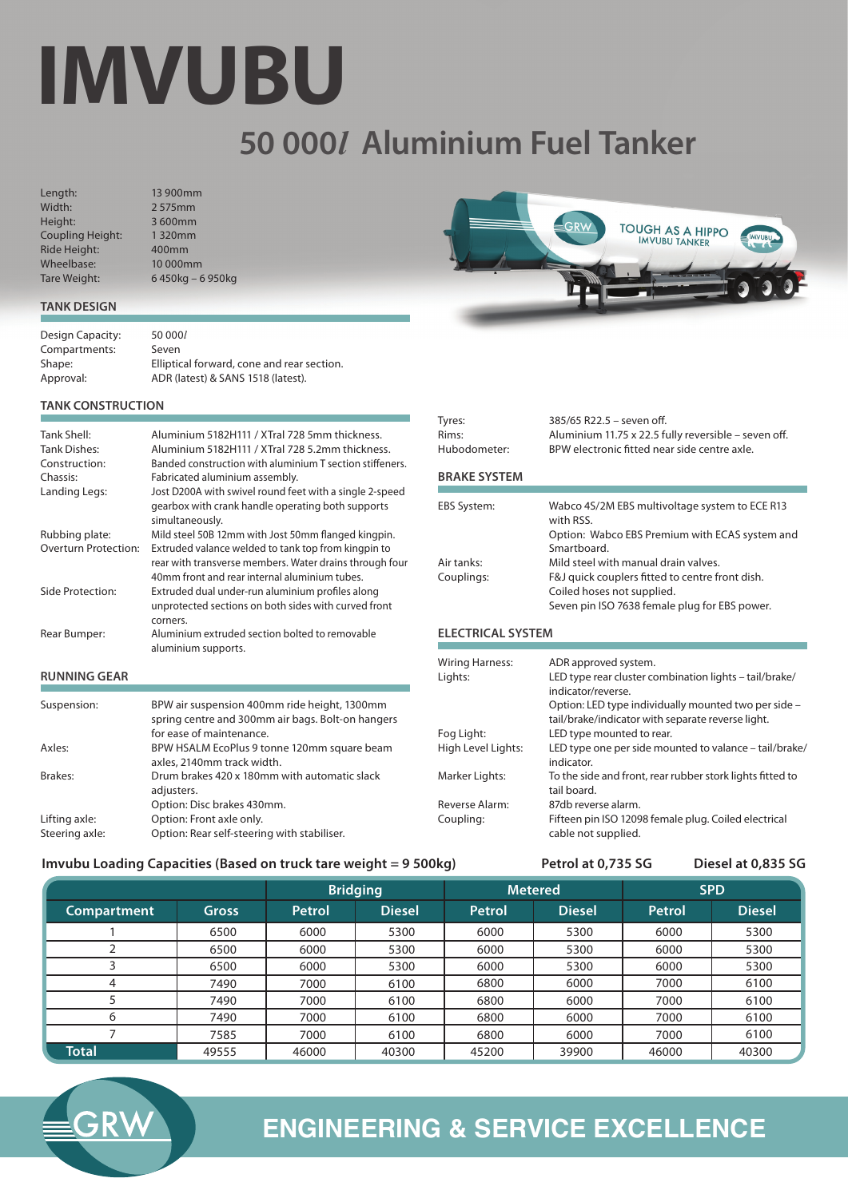# IMVUBU

## 50 000*l* Aluminium Fuel Tanker

| | |
|---|---|
| Length: | 13 900mm |
| Width: | 2 575mm |
| Height: | 3 600mm |
| Coupling Height: | 1 320mm |
| Ride Height: | 400mm |
| Wheelbase: | 10 000mm |
| Tare Weight: | 6 450kg – 6 950kg |

### TANK DESIGN

| | |
|---|---|
| Design Capacity: | 50 000*l* |
| Compartments: | Seven |
| Shape: | Elliptical forward, cone and rear section. |
| Approval: | ADR (latest) & SANS 1518 (latest). |

### TANK CONSTRUCTION

| | |
|---|---|
| Tank Shell: | Aluminium 5182H111 / XTral 728 5mm thickness. |
| Tank Dishes: | Aluminium 5182H111 / XTral 728 5.2mm thickness. |
| Construction: | Banded construction with aluminium T section stiffeners. |
| Chassis: | Fabricated aluminium assembly. |
| Landing Legs: | Jost D200A with swivel round feet with a single 2-speed gearbox with crank handle operating both supports simultaneously. |
| Rubbing plate: | Mild steel 50B 12mm with Jost 50mm flanged kingpin. |
| Overturn Protection: | Extruded valance welded to tank top from kingpin to rear with transverse members. Water drains through four 40mm front and rear internal aluminium tubes. |
| Side Protection: | Extruded dual under-run aluminium profiles along unprotected sections on both sides with curved front corners. |
| Rear Bumper: | Aluminium extruded section bolted to removable aluminium supports. |

### RUNNING GEAR

| | |
|---|---|
| Suspension: | BPW air suspension 400mm ride height, 1300mm spring centre and 300mm air bags. Bolt-on hangers for ease of maintenance. |
| Axles: | BPW HSALM EcoPlus 9 tonne 120mm square beam axles, 2140mm track width. |
| Brakes: | Drum brakes 420 x 180mm with automatic slack adjusters. Option: Disc brakes 430mm. |
| Lifting axle: | Option: Front axle only. |
| Steering axle: | Option: Rear self-steering with stabiliser. |
| Tyres: | 385/65 R22.5 – seven off. |
| Rims: | Aluminium 11.75 x 22.5 fully reversible – seven off. |
| Hubodometer: | BPW electronic fitted near side centre axle. |

### BRAKE SYSTEM

| | |
|---|---|
| EBS System: | Wabco 4S/2M EBS multivoltage system to ECE R13 with RSS. Option: Wabco EBS Premium with ECAS system and Smartboard. |
| Air tanks: | Mild steel with manual drain valves. |
| Couplings: | F&J quick couplers fitted to centre front dish. Coiled hoses not supplied. Seven pin ISO 7638 female plug for EBS power. |

### ELECTRICAL SYSTEM

| | |
|---|---|
| Wiring Harness: | ADR approved system. |
| Lights: | LED type rear cluster combination lights – tail/brake/indicator/reverse. Option: LED type individually mounted two per side – tail/brake/indicator with separate reverse light. |
| Fog Light: | LED type mounted to rear. |
| High Level Lights: | LED type one per side mounted to valance – tail/brake/indicator. |
| Marker Lights: | To the side and front, rear rubber stork lights fitted to tail board. |
| Reverse Alarm: | 87db reverse alarm. |
| Coupling: | Fifteen pin ISO 12098 female plug. Coiled electrical cable not supplied. |

**Imvubu Loading Capacities (Based on truck tare weight = 9 500kg)** — **Petrol at 0,735 SG** — **Diesel at 0,835 SG**

| | | Bridging | | Metered | | SPD | |
|---|---|---|---|---|---|---|---|
| **Compartment** | **Gross** | **Petrol** | **Diesel** | **Petrol** | **Diesel** | **Petrol** | **Diesel** |
| 1 | 6500 | 6000 | 5300 | 6000 | 5300 | 6000 | 5300 |
| 2 | 6500 | 6000 | 5300 | 6000 | 5300 | 6000 | 5300 |
| 3 | 6500 | 6000 | 5300 | 6000 | 5300 | 6000 | 5300 |
| 4 | 7490 | 7000 | 6100 | 6800 | 6000 | 7000 | 6100 |
| 5 | 7490 | 7000 | 6100 | 6800 | 6000 | 7000 | 6100 |
| 6 | 7490 | 7000 | 6100 | 6800 | 6000 | 7000 | 6100 |
| 7 | 7585 | 7000 | 6100 | 6800 | 6000 | 7000 | 6100 |
| **Total** | 49555 | 46000 | 40300 | 45200 | 39900 | 46000 | 40300 |

**ENGINEERING & SERVICE EXCELLENCE**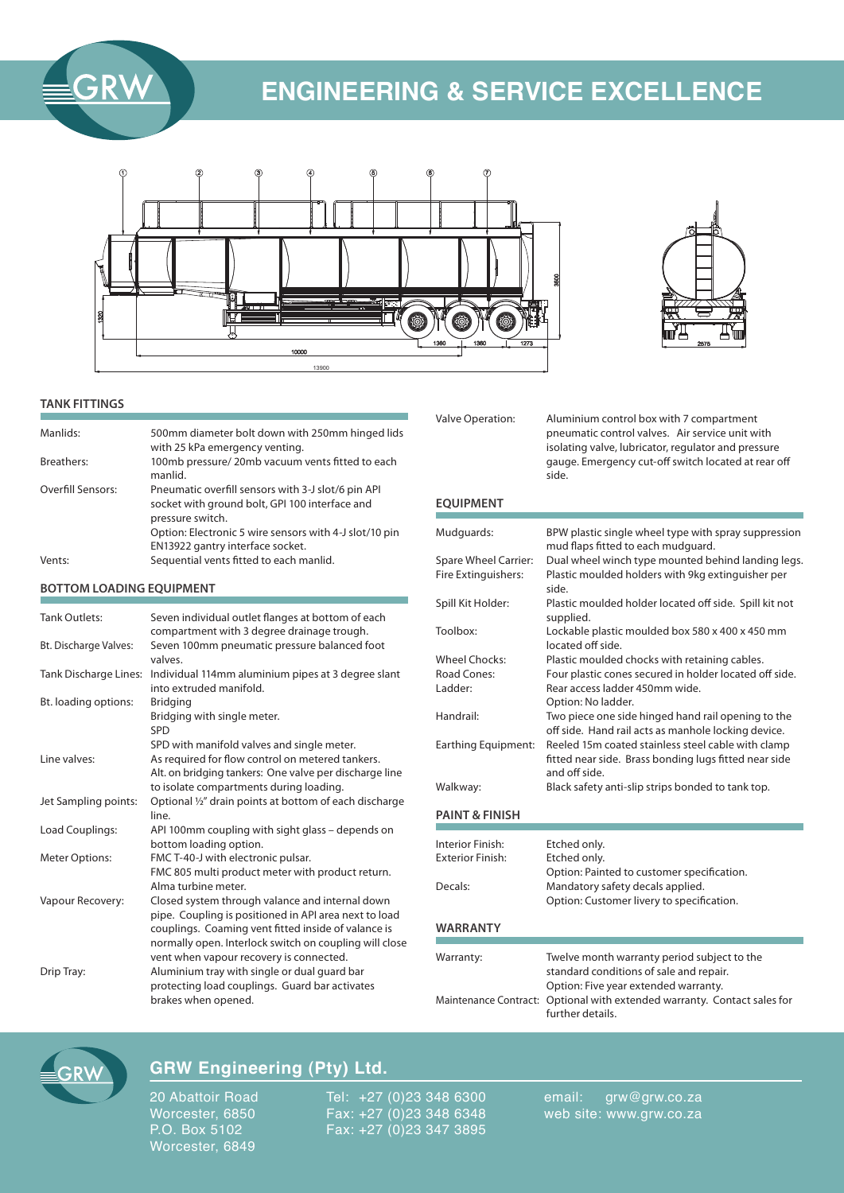# ENGINEERING & SERVICE EXCELLENCE

10000
13900
1360
1360
1273
3600
1320
2575

## TANK FITTINGS

| | |
|---|---|
| Manlids: | 500mm diameter bolt down with 250mm hinged lids with 25 kPa emergency venting. |
| Breathers: | 100mb pressure/ 20mb vacuum vents fitted to each manlid. |
| Overfill Sensors: | Pneumatic overfill sensors with 3-J slot/6 pin API socket with ground bolt, GPI 100 interface and pressure switch. Option: Electronic 5 wire sensors with 4-J slot/10 pin EN13922 gantry interface socket. |
| Vents: | Sequential vents fitted to each manlid. |

## BOTTOM LOADING EQUIPMENT

| | |
|---|---|
| Tank Outlets: | Seven individual outlet flanges at bottom of each compartment with 3 degree drainage trough. |
| Bt. Discharge Valves: | Seven 100mm pneumatic pressure balanced foot valves. |
| Tank Discharge Lines: | Individual 114mm aluminium pipes at 3 degree slant into extruded manifold. |
| Bt. loading options: | Bridging<br>Bridging with single meter.<br>SPD<br>SPD with manifold valves and single meter. |
| Line valves: | As required for flow control on metered tankers. Alt. on bridging tankers: One valve per discharge line to isolate compartments during loading. |
| Jet Sampling points: | Optional ½" drain points at bottom of each discharge line. |
| Load Couplings: | API 100mm coupling with sight glass – depends on bottom loading option. |
| Meter Options: | FMC T-40-J with electronic pulsar.<br>FMC 805 multi product meter with product return.<br>Alma turbine meter. |
| Vapour Recovery: | Closed system through valance and internal down pipe. Coupling is positioned in API area next to load couplings. Coaming vent fitted inside of valance is normally open. Interlock switch on coupling will close vent when vapour recovery is connected. |
| Drip Tray: | Aluminium tray with single or dual guard bar protecting load couplings. Guard bar activates brakes when opened. |
| Valve Operation: | Aluminium control box with 7 compartment pneumatic control valves. Air service unit with isolating valve, lubricator, regulator and pressure gauge. Emergency cut-off switch located at rear off side. |

## EQUIPMENT

| | |
|---|---|
| Mudguards: | BPW plastic single wheel type with spray suppression mud flaps fitted to each mudguard. |
| Spare Wheel Carrier: | Dual wheel winch type mounted behind landing legs. |
| Fire Extinguishers: | Plastic moulded holders with 9kg extinguisher per side. |
| Spill Kit Holder: | Plastic moulded holder located off side. Spill kit not supplied. |
| Toolbox: | Lockable plastic moulded box 580 x 400 x 450 mm located off side. |
| Wheel Chocks: | Plastic moulded chocks with retaining cables. |
| Road Cones: | Four plastic cones secured in holder located off side. |
| Ladder: | Rear access ladder 450mm wide.<br>Option: No ladder. |
| Handrail: | Two piece one side hinged hand rail opening to the off side. Hand rail acts as manhole locking device. |
| Earthing Equipment: | Reeled 15m coated stainless steel cable with clamp fitted near side. Brass bonding lugs fitted near side and off side. |
| Walkway: | Black safety anti-slip strips bonded to tank top. |

## PAINT & FINISH

| | |
|---|---|
| Interior Finish: | Etched only. |
| Exterior Finish: | Etched only.<br>Option: Painted to customer specification. |
| Decals: | Mandatory safety decals applied.<br>Option: Customer livery to specification. |

## WARRANTY

| | |
|---|---|
| Warranty: | Twelve month warranty period subject to the standard conditions of sale and repair.<br>Option: Five year extended warranty. |
| Maintenance Contract: | Optional with extended warranty. Contact sales for further details. |

## GRW Engineering (Pty) Ltd.

20 Abattoir Road
Worcester, 6850
P.O. Box 5102
Worcester, 6849

Tel: +27 (0)23 348 6300
Fax: +27 (0)23 348 6348
Fax: +27 (0)23 347 3895

email: grw@grw.co.za
web site: www.grw.co.za